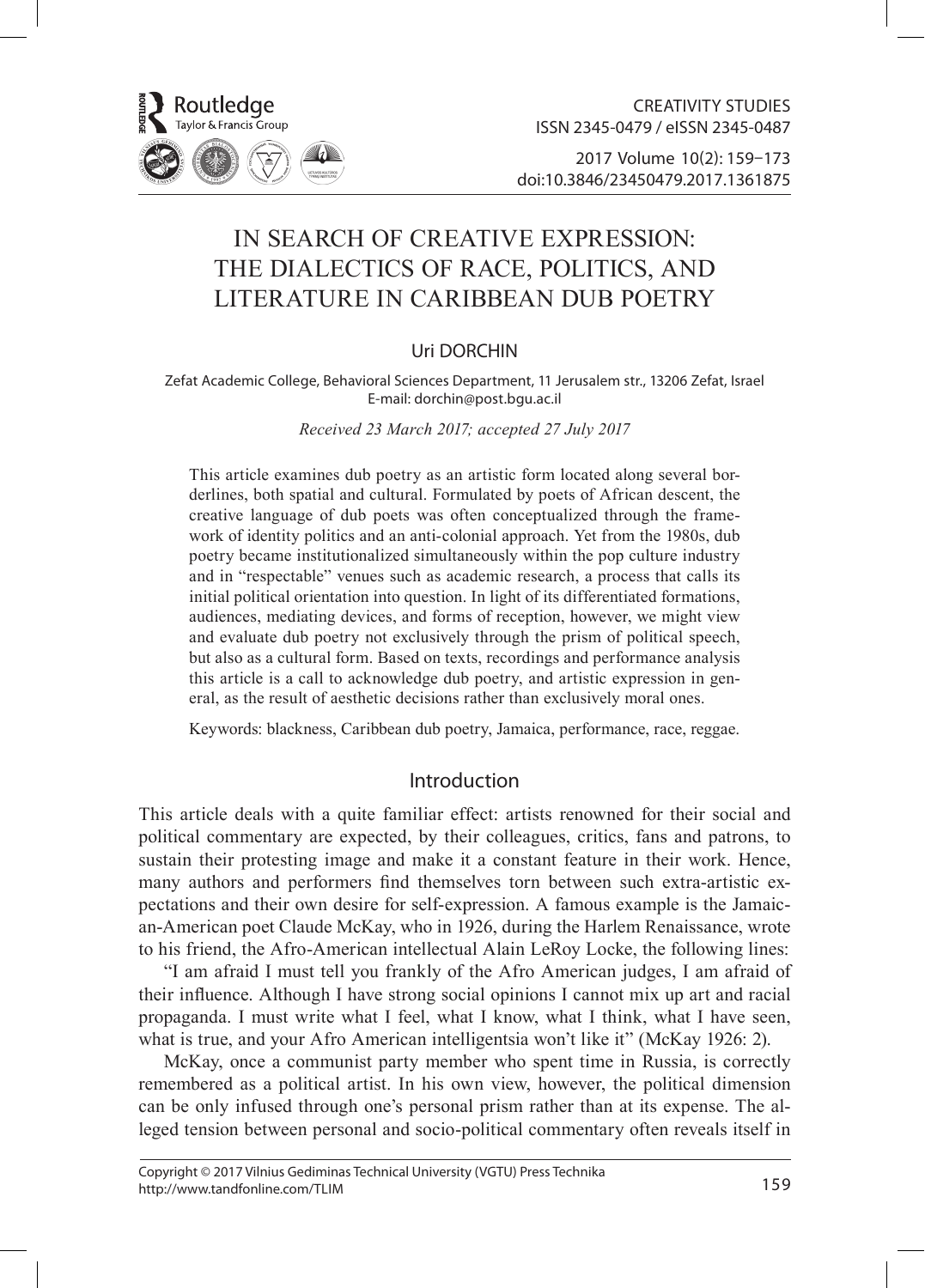# IN SEARCH OF CREATIVE EXPRESSION: THE DIALECTICS OF RACE, POLITICS, AND LITERATURE IN CARIBBEAN DUB POETRY

Uri DORCHIN

Zefat Academic College, Behavioral Sciences Department, 11 Jerusalem str., 13206 Zefat, Israel
E-mail: dorchin@post.bgu.ac.il

*Received 23 March 2017; accepted 27 July 2017*

This article examines dub poetry as an artistic form located along several borderlines, both spatial and cultural. Formulated by poets of African descent, the creative language of dub poets was often conceptualized through the framework of identity politics and an anti-colonial approach. Yet from the 1980s, dub poetry became institutionalized simultaneously within the pop culture industry and in "respectable" venues such as academic research, a process that calls its initial political orientation into question. In light of its differentiated formations, audiences, mediating devices, and forms of reception, however, we might view and evaluate dub poetry not exclusively through the prism of political speech, but also as a cultural form. Based on texts, recordings and performance analysis this article is a call to acknowledge dub poetry, and artistic expression in general, as the result of aesthetic decisions rather than exclusively moral ones.

Keywords: blackness, Caribbean dub poetry, Jamaica, performance, race, reggae.

## Introduction

This article deals with a quite familiar effect: artists renowned for their social and political commentary are expected, by their colleagues, critics, fans and patrons, to sustain their protesting image and make it a constant feature in their work. Hence, many authors and performers find themselves torn between such extra-artistic expectations and their own desire for self-expression. A famous example is the Jamaican-American poet Claude McKay, who in 1926, during the Harlem Renaissance, wrote to his friend, the Afro-American intellectual Alain LeRoy Locke, the following lines:

"I am afraid I must tell you frankly of the Afro American judges, I am afraid of their influence. Although I have strong social opinions I cannot mix up art and racial propaganda. I must write what I feel, what I know, what I think, what I have seen, what is true, and your Afro American intelligentsia won't like it" (McKay 1926: 2).

McKay, once a communist party member who spent time in Russia, is correctly remembered as a political artist. In his own view, however, the political dimension can be only infused through one's personal prism rather than at its expense. The alleged tension between personal and socio-political commentary often reveals itself in

Copyright © 2017 Vilnius Gediminas Technical University (VGTU) Press Technika
http://www.tandfonline.com/TLIM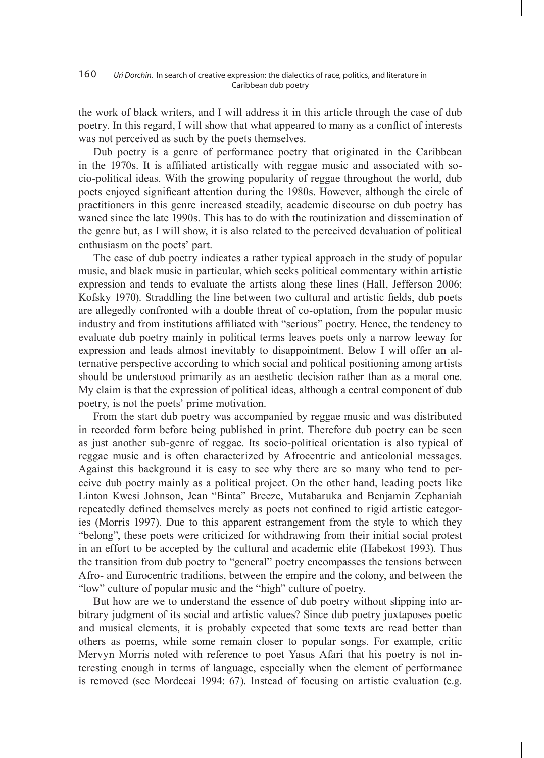the work of black writers, and I will address it in this article through the case of dub poetry. In this regard, I will show that what appeared to many as a conflict of interests was not perceived as such by the poets themselves.

Dub poetry is a genre of performance poetry that originated in the Caribbean in the 1970s. It is affiliated artistically with reggae music and associated with socio-political ideas. With the growing popularity of reggae throughout the world, dub poets enjoyed significant attention during the 1980s. However, although the circle of practitioners in this genre increased steadily, academic discourse on dub poetry has waned since the late 1990s. This has to do with the routinization and dissemination of the genre but, as I will show, it is also related to the perceived devaluation of political enthusiasm on the poets' part.

The case of dub poetry indicates a rather typical approach in the study of popular music, and black music in particular, which seeks political commentary within artistic expression and tends to evaluate the artists along these lines (Hall, Jefferson 2006; Kofsky 1970). Straddling the line between two cultural and artistic fields, dub poets are allegedly confronted with a double threat of co-optation, from the popular music industry and from institutions affiliated with "serious" poetry. Hence, the tendency to evaluate dub poetry mainly in political terms leaves poets only a narrow leeway for expression and leads almost inevitably to disappointment. Below I will offer an alternative perspective according to which social and political positioning among artists should be understood primarily as an aesthetic decision rather than as a moral one. My claim is that the expression of political ideas, although a central component of dub poetry, is not the poets' prime motivation.

From the start dub poetry was accompanied by reggae music and was distributed in recorded form before being published in print. Therefore dub poetry can be seen as just another sub-genre of reggae. Its socio-political orientation is also typical of reggae music and is often characterized by Afrocentric and anticolonial messages. Against this background it is easy to see why there are so many who tend to perceive dub poetry mainly as a political project. On the other hand, leading poets like Linton Kwesi Johnson, Jean "Binta" Breeze, Mutabaruka and Benjamin Zephaniah repeatedly defined themselves merely as poets not confined to rigid artistic categories (Morris 1997). Due to this apparent estrangement from the style to which they "belong", these poets were criticized for withdrawing from their initial social protest in an effort to be accepted by the cultural and academic elite (Habekost 1993). Thus the transition from dub poetry to "general" poetry encompasses the tensions between Afro- and Eurocentric traditions, between the empire and the colony, and between the "low" culture of popular music and the "high" culture of poetry.

But how are we to understand the essence of dub poetry without slipping into arbitrary judgment of its social and artistic values? Since dub poetry juxtaposes poetic and musical elements, it is probably expected that some texts are read better than others as poems, while some remain closer to popular songs. For example, critic Mervyn Morris noted with reference to poet Yasus Afari that his poetry is not interesting enough in terms of language, especially when the element of performance is removed (see Mordecai 1994: 67). Instead of focusing on artistic evaluation (e.g.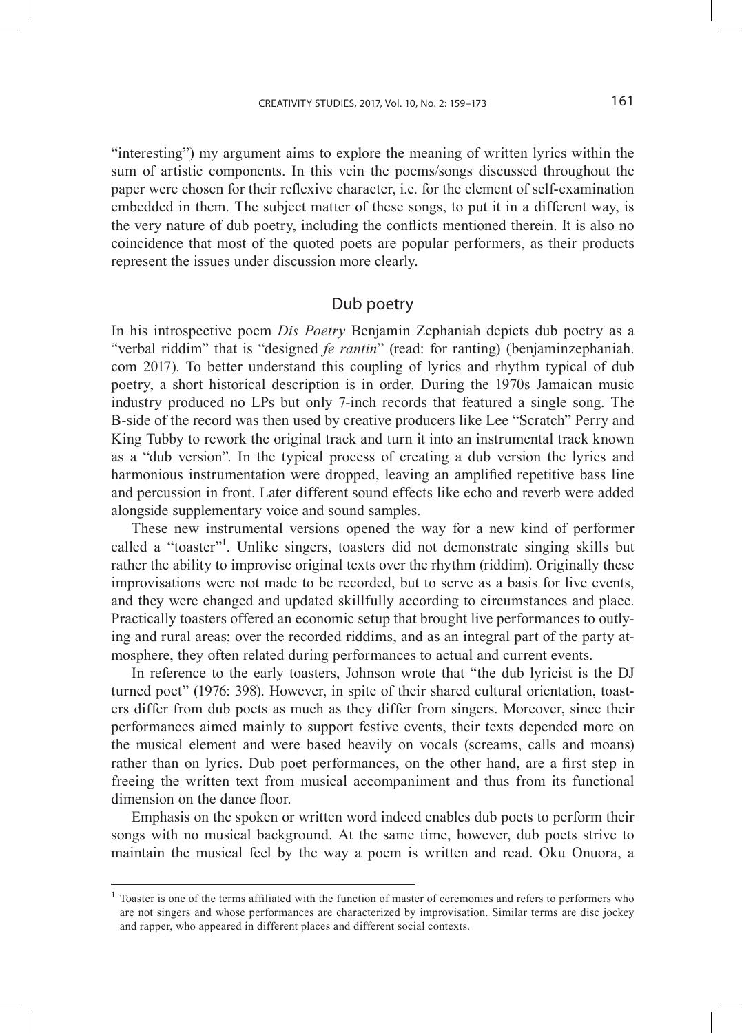"interesting") my argument aims to explore the meaning of written lyrics within the sum of artistic components. In this vein the poems/songs discussed throughout the paper were chosen for their reflexive character, i.e. for the element of self-examination embedded in them. The subject matter of these songs, to put it in a different way, is the very nature of dub poetry, including the conflicts mentioned therein. It is also no coincidence that most of the quoted poets are popular performers, as their products represent the issues under discussion more clearly.

## Dub poetry

In his introspective poem *Dis Poetry* Benjamin Zephaniah depicts dub poetry as a "verbal riddim" that is "designed *fe rantin*" (read: for ranting) (benjaminzephaniah.com 2017). To better understand this coupling of lyrics and rhythm typical of dub poetry, a short historical description is in order. During the 1970s Jamaican music industry produced no LPs but only 7-inch records that featured a single song. The B-side of the record was then used by creative producers like Lee "Scratch" Perry and King Tubby to rework the original track and turn it into an instrumental track known as a "dub version". In the typical process of creating a dub version the lyrics and harmonious instrumentation were dropped, leaving an amplified repetitive bass line and percussion in front. Later different sound effects like echo and reverb were added alongside supplementary voice and sound samples.

These new instrumental versions opened the way for a new kind of performer called a "toaster"[1]. Unlike singers, toasters did not demonstrate singing skills but rather the ability to improvise original texts over the rhythm (riddim). Originally these improvisations were not made to be recorded, but to serve as a basis for live events, and they were changed and updated skillfully according to circumstances and place. Practically toasters offered an economic setup that brought live performances to outlying and rural areas; over the recorded riddims, and as an integral part of the party atmosphere, they often related during performances to actual and current events.

In reference to the early toasters, Johnson wrote that "the dub lyricist is the DJ turned poet" (1976: 398). However, in spite of their shared cultural orientation, toasters differ from dub poets as much as they differ from singers. Moreover, since their performances aimed mainly to support festive events, their texts depended more on the musical element and were based heavily on vocals (screams, calls and moans) rather than on lyrics. Dub poet performances, on the other hand, are a first step in freeing the written text from musical accompaniment and thus from its functional dimension on the dance floor.

Emphasis on the spoken or written word indeed enables dub poets to perform their songs with no musical background. At the same time, however, dub poets strive to maintain the musical feel by the way a poem is written and read. Oku Onuora, a

[1] Toaster is one of the terms affiliated with the function of master of ceremonies and refers to performers who are not singers and whose performances are characterized by improvisation. Similar terms are disc jockey and rapper, who appeared in different places and different social contexts.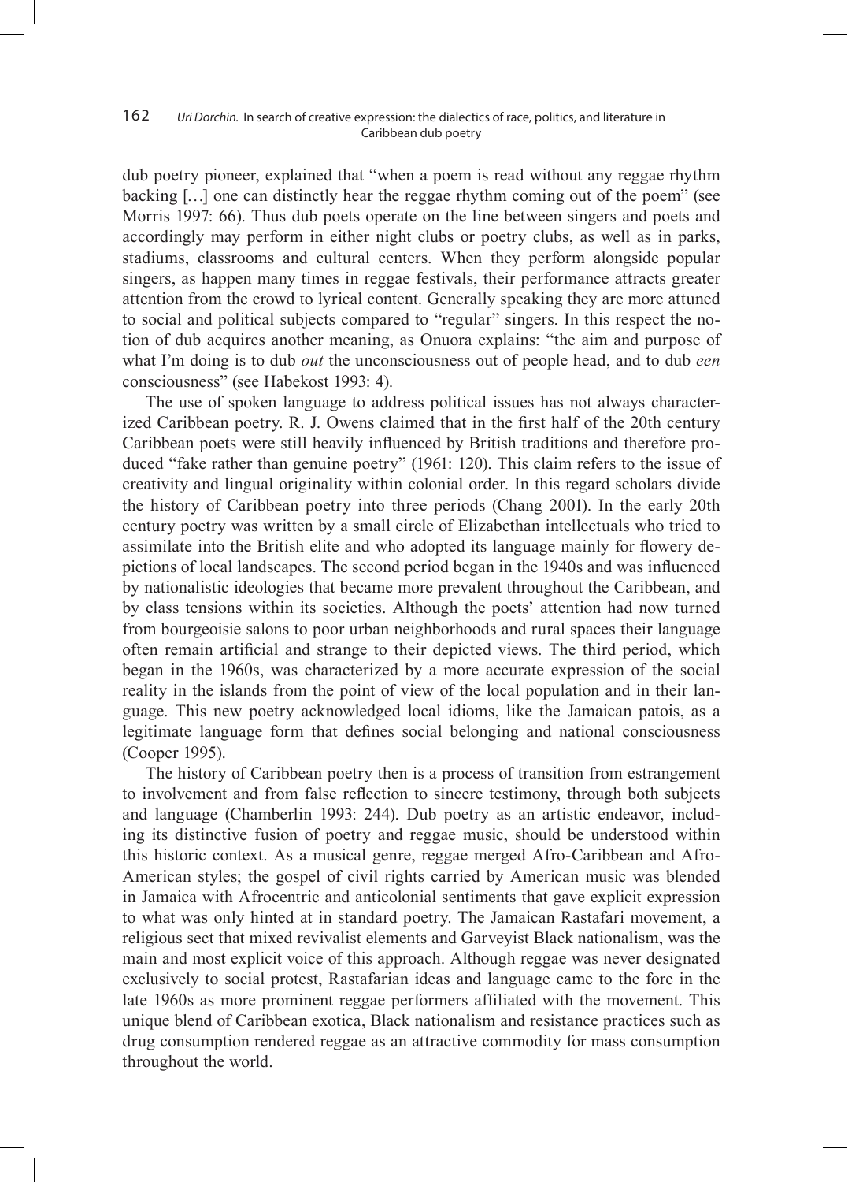dub poetry pioneer, explained that "when a poem is read without any reggae rhythm backing […] one can distinctly hear the reggae rhythm coming out of the poem" (see Morris 1997: 66). Thus dub poets operate on the line between singers and poets and accordingly may perform in either night clubs or poetry clubs, as well as in parks, stadiums, classrooms and cultural centers. When they perform alongside popular singers, as happen many times in reggae festivals, their performance attracts greater attention from the crowd to lyrical content. Generally speaking they are more attuned to social and political subjects compared to "regular" singers. In this respect the notion of dub acquires another meaning, as Onuora explains: "the aim and purpose of what I'm doing is to dub *out* the unconsciousness out of people head, and to dub *een* consciousness" (see Habekost 1993: 4).

The use of spoken language to address political issues has not always characterized Caribbean poetry. R. J. Owens claimed that in the first half of the 20th century Caribbean poets were still heavily influenced by British traditions and therefore produced "fake rather than genuine poetry" (1961: 120). This claim refers to the issue of creativity and lingual originality within colonial order. In this regard scholars divide the history of Caribbean poetry into three periods (Chang 2001). In the early 20th century poetry was written by a small circle of Elizabethan intellectuals who tried to assimilate into the British elite and who adopted its language mainly for flowery depictions of local landscapes. The second period began in the 1940s and was influenced by nationalistic ideologies that became more prevalent throughout the Caribbean, and by class tensions within its societies. Although the poets' attention had now turned from bourgeoisie salons to poor urban neighborhoods and rural spaces their language often remain artificial and strange to their depicted views. The third period, which began in the 1960s, was characterized by a more accurate expression of the social reality in the islands from the point of view of the local population and in their language. This new poetry acknowledged local idioms, like the Jamaican patois, as a legitimate language form that defines social belonging and national consciousness (Cooper 1995).

The history of Caribbean poetry then is a process of transition from estrangement to involvement and from false reflection to sincere testimony, through both subjects and language (Chamberlin 1993: 244). Dub poetry as an artistic endeavor, including its distinctive fusion of poetry and reggae music, should be understood within this historic context. As a musical genre, reggae merged Afro-Caribbean and Afro-American styles; the gospel of civil rights carried by American music was blended in Jamaica with Afrocentric and anticolonial sentiments that gave explicit expression to what was only hinted at in standard poetry. The Jamaican Rastafari movement, a religious sect that mixed revivalist elements and Garveyist Black nationalism, was the main and most explicit voice of this approach. Although reggae was never designated exclusively to social protest, Rastafarian ideas and language came to the fore in the late 1960s as more prominent reggae performers affiliated with the movement. This unique blend of Caribbean exotica, Black nationalism and resistance practices such as drug consumption rendered reggae as an attractive commodity for mass consumption throughout the world.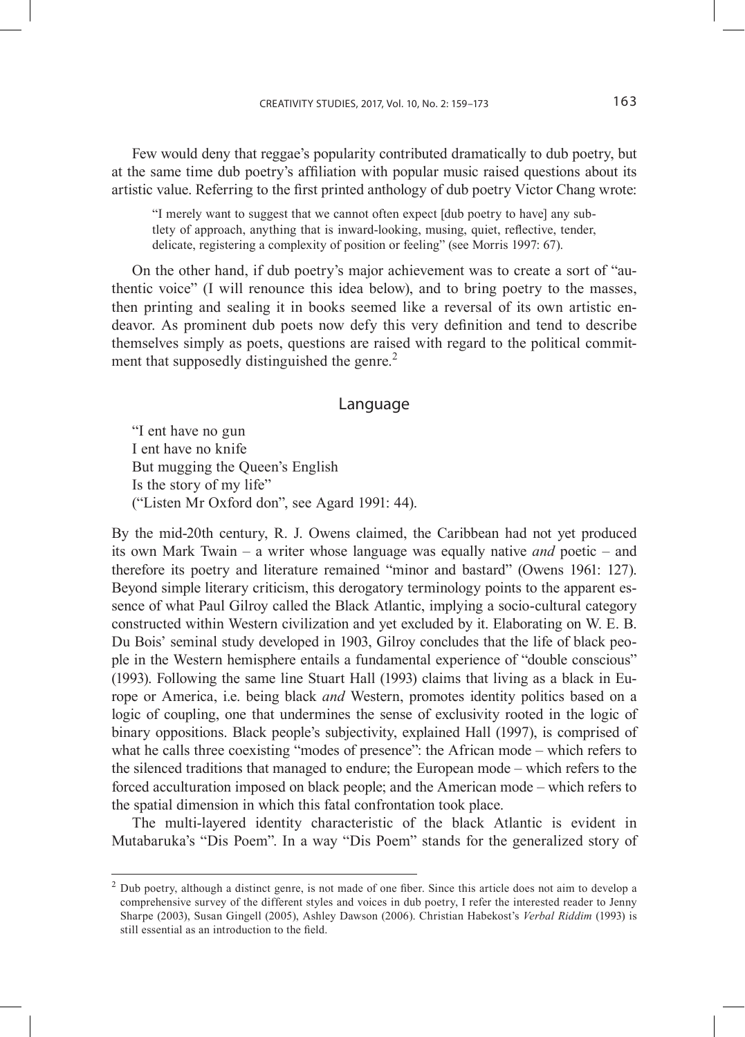Few would deny that reggae's popularity contributed dramatically to dub poetry, but at the same time dub poetry's affiliation with popular music raised questions about its artistic value. Referring to the first printed anthology of dub poetry Victor Chang wrote:

> "I merely want to suggest that we cannot often expect [dub poetry to have] any subtlety of approach, anything that is inward-looking, musing, quiet, reflective, tender, delicate, registering a complexity of position or feeling" (see Morris 1997: 67).

On the other hand, if dub poetry's major achievement was to create a sort of "authentic voice" (I will renounce this idea below), and to bring poetry to the masses, then printing and sealing it in books seemed like a reversal of its own artistic endeavor. As prominent dub poets now defy this very definition and tend to describe themselves simply as poets, questions are raised with regard to the political commitment that supposedly distinguished the genre.[2]

## Language

> "I ent have no gun  
> I ent have no knife  
> But mugging the Queen's English  
> Is the story of my life"  
> ("Listen Mr Oxford don", see Agard 1991: 44).

By the mid-20th century, R. J. Owens claimed, the Caribbean had not yet produced its own Mark Twain – a writer whose language was equally native *and* poetic – and therefore its poetry and literature remained "minor and bastard" (Owens 1961: 127). Beyond simple literary criticism, this derogatory terminology points to the apparent essence of what Paul Gilroy called the Black Atlantic, implying a socio-cultural category constructed within Western civilization and yet excluded by it. Elaborating on W. E. B. Du Bois' seminal study developed in 1903, Gilroy concludes that the life of black people in the Western hemisphere entails a fundamental experience of "double conscious" (1993). Following the same line Stuart Hall (1993) claims that living as a black in Europe or America, i.e. being black *and* Western, promotes identity politics based on a logic of coupling, one that undermines the sense of exclusivity rooted in the logic of binary oppositions. Black people's subjectivity, explained Hall (1997), is comprised of what he calls three coexisting "modes of presence": the African mode – which refers to the silenced traditions that managed to endure; the European mode – which refers to the forced acculturation imposed on black people; and the American mode – which refers to the spatial dimension in which this fatal confrontation took place.

The multi-layered identity characteristic of the black Atlantic is evident in Mutabaruka's "Dis Poem". In a way "Dis Poem" stands for the generalized story of

[2] Dub poetry, although a distinct genre, is not made of one fiber. Since this article does not aim to develop a comprehensive survey of the different styles and voices in dub poetry, I refer the interested reader to Jenny Sharpe (2003), Susan Gingell (2005), Ashley Dawson (2006). Christian Habekost's *Verbal Riddim* (1993) is still essential as an introduction to the field.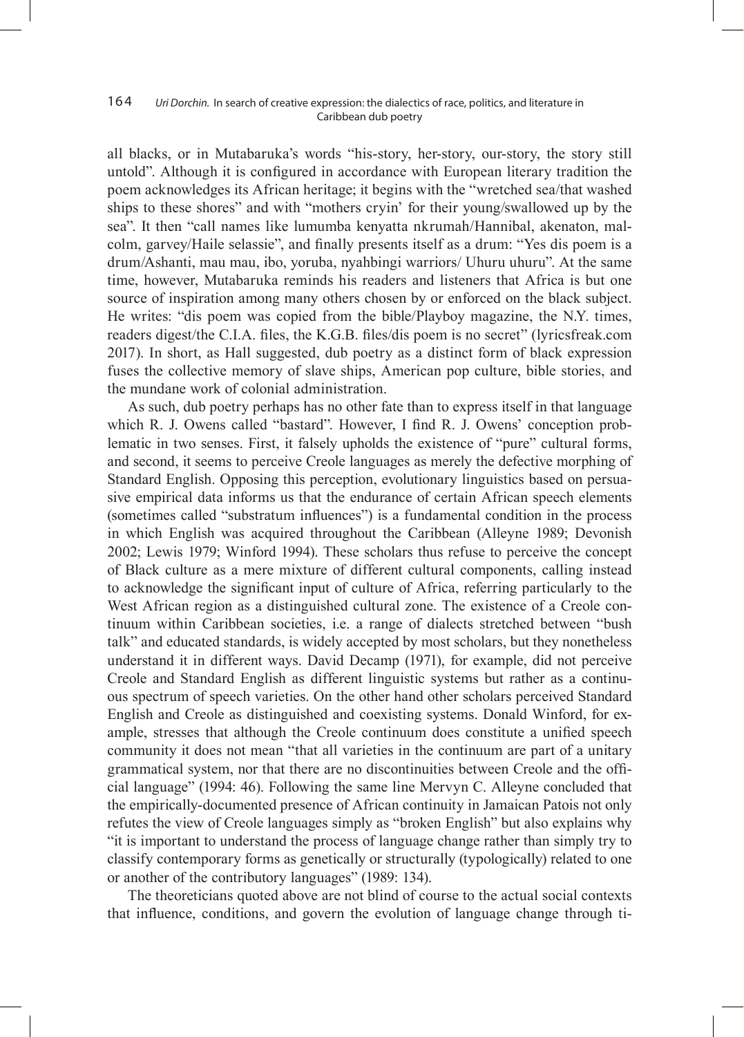all blacks, or in Mutabaruka's words "his-story, her-story, our-story, the story still untold". Although it is configured in accordance with European literary tradition the poem acknowledges its African heritage; it begins with the "wretched sea/that washed ships to these shores" and with "mothers cryin' for their young/swallowed up by the sea". It then "call names like lumumba kenyatta nkrumah/Hannibal, akenaton, malcolm, garvey/Haile selassie", and finally presents itself as a drum: "Yes dis poem is a drum/Ashanti, mau mau, ibo, yoruba, nyahbingi warriors/ Uhuru uhuru". At the same time, however, Mutabaruka reminds his readers and listeners that Africa is but one source of inspiration among many others chosen by or enforced on the black subject. He writes: "dis poem was copied from the bible/Playboy magazine, the N.Y. times, readers digest/the C.I.A. files, the K.G.B. files/dis poem is no secret" (lyricsfreak.com 2017). In short, as Hall suggested, dub poetry as a distinct form of black expression fuses the collective memory of slave ships, American pop culture, bible stories, and the mundane work of colonial administration.

As such, dub poetry perhaps has no other fate than to express itself in that language which R. J. Owens called "bastard". However, I find R. J. Owens' conception problematic in two senses. First, it falsely upholds the existence of "pure" cultural forms, and second, it seems to perceive Creole languages as merely the defective morphing of Standard English. Opposing this perception, evolutionary linguistics based on persuasive empirical data informs us that the endurance of certain African speech elements (sometimes called "substratum influences") is a fundamental condition in the process in which English was acquired throughout the Caribbean (Alleyne 1989; Devonish 2002; Lewis 1979; Winford 1994). These scholars thus refuse to perceive the concept of Black culture as a mere mixture of different cultural components, calling instead to acknowledge the significant input of culture of Africa, referring particularly to the West African region as a distinguished cultural zone. The existence of a Creole continuum within Caribbean societies, i.e. a range of dialects stretched between "bush talk" and educated standards, is widely accepted by most scholars, but they nonetheless understand it in different ways. David Decamp (1971), for example, did not perceive Creole and Standard English as different linguistic systems but rather as a continuous spectrum of speech varieties. On the other hand other scholars perceived Standard English and Creole as distinguished and coexisting systems. Donald Winford, for example, stresses that although the Creole continuum does constitute a unified speech community it does not mean "that all varieties in the continuum are part of a unitary grammatical system, nor that there are no discontinuities between Creole and the official language" (1994: 46). Following the same line Mervyn C. Alleyne concluded that the empirically-documented presence of African continuity in Jamaican Patois not only refutes the view of Creole languages simply as "broken English" but also explains why "it is important to understand the process of language change rather than simply try to classify contemporary forms as genetically or structurally (typologically) related to one or another of the contributory languages" (1989: 134).

The theoreticians quoted above are not blind of course to the actual social contexts that influence, conditions, and govern the evolution of language change through ti-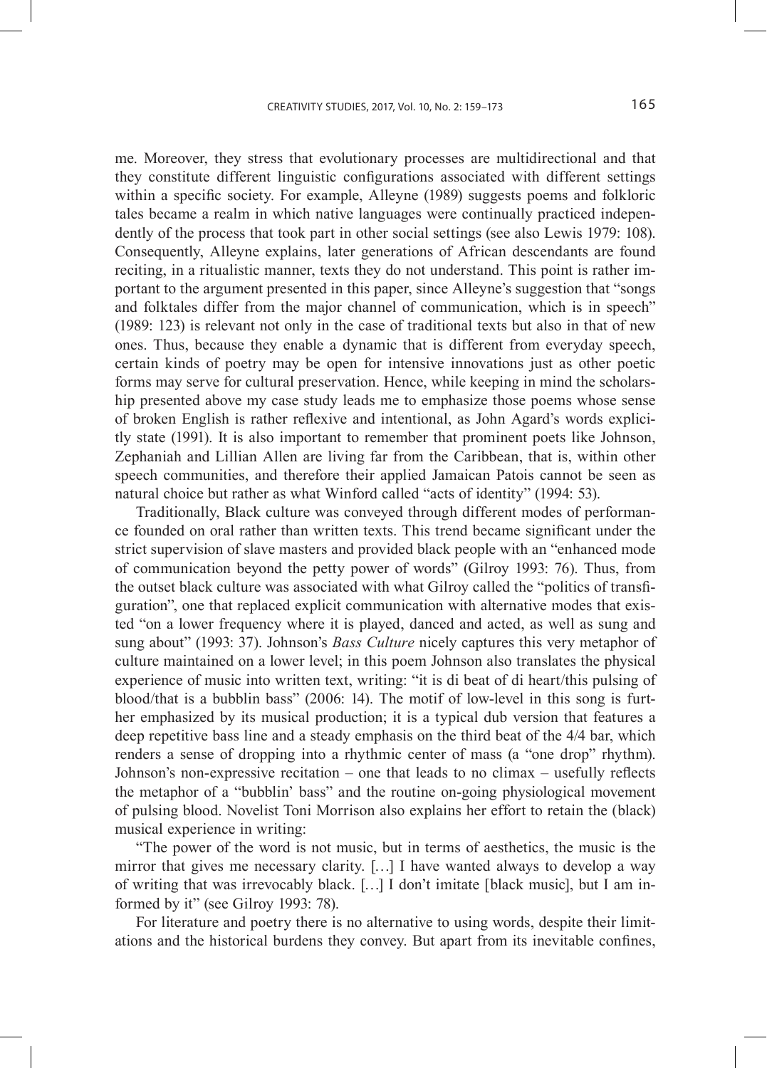me. Moreover, they stress that evolutionary processes are multidirectional and that they constitute different linguistic configurations associated with different settings within a specific society. For example, Alleyne (1989) suggests poems and folkloric tales became a realm in which native languages were continually practiced independently of the process that took part in other social settings (see also Lewis 1979: 108). Consequently, Alleyne explains, later generations of African descendants are found reciting, in a ritualistic manner, texts they do not understand. This point is rather important to the argument presented in this paper, since Alleyne's suggestion that "songs and folktales differ from the major channel of communication, which is in speech" (1989: 123) is relevant not only in the case of traditional texts but also in that of new ones. Thus, because they enable a dynamic that is different from everyday speech, certain kinds of poetry may be open for intensive innovations just as other poetic forms may serve for cultural preservation. Hence, while keeping in mind the scholarship presented above my case study leads me to emphasize those poems whose sense of broken English is rather reflexive and intentional, as John Agard's words explicitly state (1991). It is also important to remember that prominent poets like Johnson, Zephaniah and Lillian Allen are living far from the Caribbean, that is, within other speech communities, and therefore their applied Jamaican Patois cannot be seen as natural choice but rather as what Winford called "acts of identity" (1994: 53).

Traditionally, Black culture was conveyed through different modes of performance founded on oral rather than written texts. This trend became significant under the strict supervision of slave masters and provided black people with an "enhanced mode of communication beyond the petty power of words" (Gilroy 1993: 76). Thus, from the outset black culture was associated with what Gilroy called the "politics of transfiguration", one that replaced explicit communication with alternative modes that existed "on a lower frequency where it is played, danced and acted, as well as sung and sung about" (1993: 37). Johnson's *Bass Culture* nicely captures this very metaphor of culture maintained on a lower level; in this poem Johnson also translates the physical experience of music into written text, writing: "it is di beat of di heart/this pulsing of blood/that is a bubblin bass" (2006: 14). The motif of low-level in this song is further emphasized by its musical production; it is a typical dub version that features a deep repetitive bass line and a steady emphasis on the third beat of the 4/4 bar, which renders a sense of dropping into a rhythmic center of mass (a "one drop" rhythm). Johnson's non-expressive recitation – one that leads to no climax – usefully reflects the metaphor of a "bubblin' bass" and the routine on-going physiological movement of pulsing blood. Novelist Toni Morrison also explains her effort to retain the (black) musical experience in writing:

"The power of the word is not music, but in terms of aesthetics, the music is the mirror that gives me necessary clarity. […] I have wanted always to develop a way of writing that was irrevocably black. […] I don't imitate [black music], but I am informed by it" (see Gilroy 1993: 78).

For literature and poetry there is no alternative to using words, despite their limitations and the historical burdens they convey. But apart from its inevitable confines,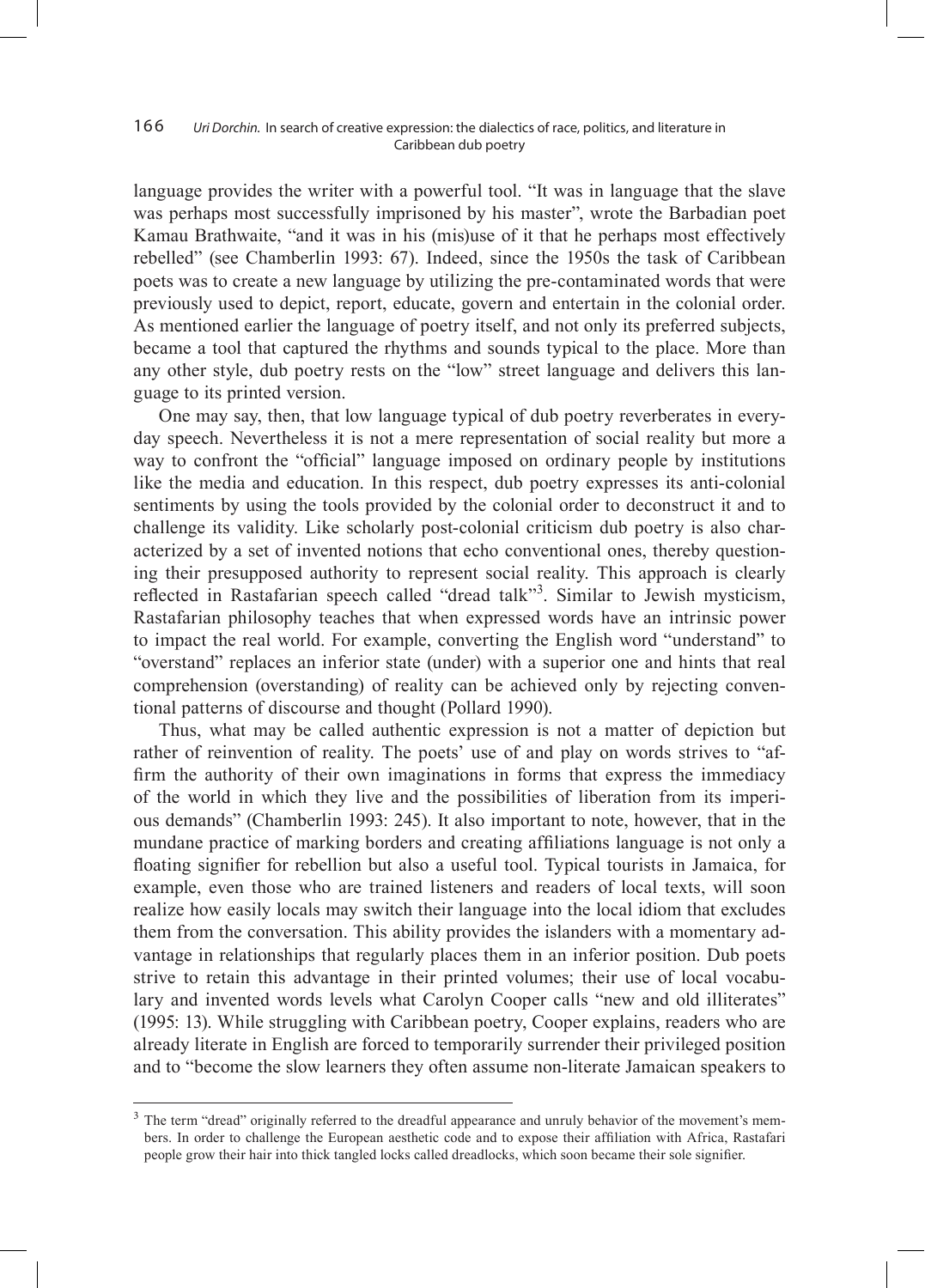language provides the writer with a powerful tool. "It was in language that the slave was perhaps most successfully imprisoned by his master", wrote the Barbadian poet Kamau Brathwaite, "and it was in his (mis)use of it that he perhaps most effectively rebelled" (see Chamberlin 1993: 67). Indeed, since the 1950s the task of Caribbean poets was to create a new language by utilizing the pre-contaminated words that were previously used to depict, report, educate, govern and entertain in the colonial order. As mentioned earlier the language of poetry itself, and not only its preferred subjects, became a tool that captured the rhythms and sounds typical to the place. More than any other style, dub poetry rests on the "low" street language and delivers this language to its printed version.

One may say, then, that low language typical of dub poetry reverberates in everyday speech. Nevertheless it is not a mere representation of social reality but more a way to confront the "official" language imposed on ordinary people by institutions like the media and education. In this respect, dub poetry expresses its anti-colonial sentiments by using the tools provided by the colonial order to deconstruct it and to challenge its validity. Like scholarly post-colonial criticism dub poetry is also characterized by a set of invented notions that echo conventional ones, thereby questioning their presupposed authority to represent social reality. This approach is clearly reflected in Rastafarian speech called "dread talk"[3]. Similar to Jewish mysticism, Rastafarian philosophy teaches that when expressed words have an intrinsic power to impact the real world. For example, converting the English word "understand" to "overstand" replaces an inferior state (under) with a superior one and hints that real comprehension (overstanding) of reality can be achieved only by rejecting conventional patterns of discourse and thought (Pollard 1990).

Thus, what may be called authentic expression is not a matter of depiction but rather of reinvention of reality. The poets' use of and play on words strives to "affirm the authority of their own imaginations in forms that express the immediacy of the world in which they live and the possibilities of liberation from its imperious demands" (Chamberlin 1993: 245). It also important to note, however, that in the mundane practice of marking borders and creating affiliations language is not only a floating signifier for rebellion but also a useful tool. Typical tourists in Jamaica, for example, even those who are trained listeners and readers of local texts, will soon realize how easily locals may switch their language into the local idiom that excludes them from the conversation. This ability provides the islanders with a momentary advantage in relationships that regularly places them in an inferior position. Dub poets strive to retain this advantage in their printed volumes; their use of local vocabulary and invented words levels what Carolyn Cooper calls "new and old illiterates" (1995: 13). While struggling with Caribbean poetry, Cooper explains, readers who are already literate in English are forced to temporarily surrender their privileged position and to "become the slow learners they often assume non-literate Jamaican speakers to

---

[3] The term "dread" originally referred to the dreadful appearance and unruly behavior of the movement's members. In order to challenge the European aesthetic code and to expose their affiliation with Africa, Rastafari people grow their hair into thick tangled locks called dreadlocks, which soon became their sole signifier.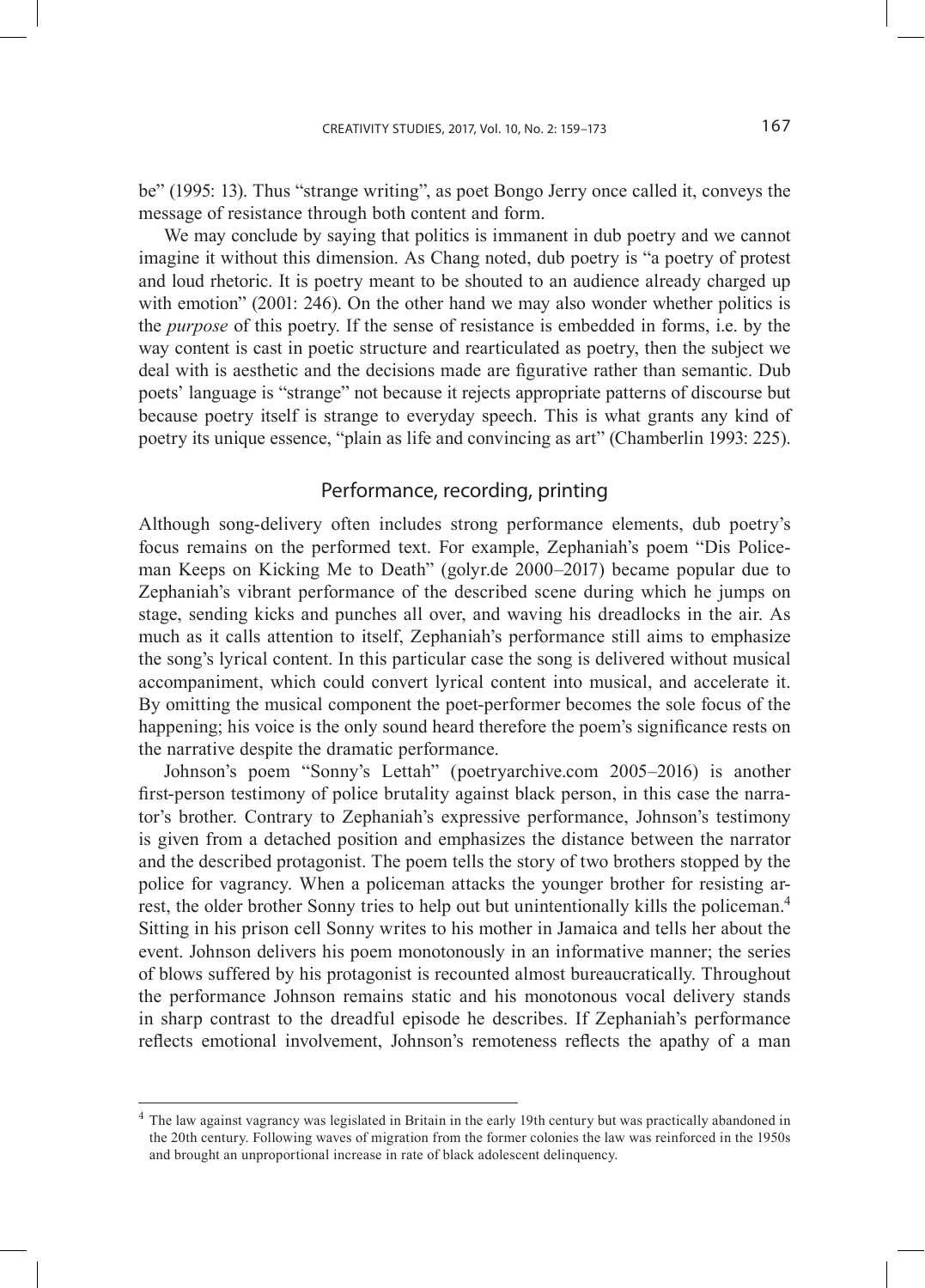be" (1995: 13). Thus "strange writing", as poet Bongo Jerry once called it, conveys the message of resistance through both content and form.

We may conclude by saying that politics is immanent in dub poetry and we cannot imagine it without this dimension. As Chang noted, dub poetry is "a poetry of protest and loud rhetoric. It is poetry meant to be shouted to an audience already charged up with emotion" (2001: 246). On the other hand we may also wonder whether politics is the *purpose* of this poetry. If the sense of resistance is embedded in forms, i.e. by the way content is cast in poetic structure and rearticulated as poetry, then the subject we deal with is aesthetic and the decisions made are figurative rather than semantic. Dub poets' language is "strange" not because it rejects appropriate patterns of discourse but because poetry itself is strange to everyday speech. This is what grants any kind of poetry its unique essence, "plain as life and convincing as art" (Chamberlin 1993: 225).

## Performance, recording, printing

Although song-delivery often includes strong performance elements, dub poetry's focus remains on the performed text. For example, Zephaniah's poem "Dis Policeman Keeps on Kicking Me to Death" (golyr.de 2000–2017) became popular due to Zephaniah's vibrant performance of the described scene during which he jumps on stage, sending kicks and punches all over, and waving his dreadlocks in the air. As much as it calls attention to itself, Zephaniah's performance still aims to emphasize the song's lyrical content. In this particular case the song is delivered without musical accompaniment, which could convert lyrical content into musical, and accelerate it. By omitting the musical component the poet-performer becomes the sole focus of the happening; his voice is the only sound heard therefore the poem's significance rests on the narrative despite the dramatic performance.

Johnson's poem "Sonny's Lettah" (poetryarchive.com 2005–2016) is another first-person testimony of police brutality against black person, in this case the narrator's brother. Contrary to Zephaniah's expressive performance, Johnson's testimony is given from a detached position and emphasizes the distance between the narrator and the described protagonist. The poem tells the story of two brothers stopped by the police for vagrancy. When a policeman attacks the younger brother for resisting arrest, the older brother Sonny tries to help out but unintentionally kills the policeman.[4] Sitting in his prison cell Sonny writes to his mother in Jamaica and tells her about the event. Johnson delivers his poem monotonously in an informative manner; the series of blows suffered by his protagonist is recounted almost bureaucratically. Throughout the performance Johnson remains static and his monotonous vocal delivery stands in sharp contrast to the dreadful episode he describes. If Zephaniah's performance reflects emotional involvement, Johnson's remoteness reflects the apathy of a man

---

[4] The law against vagrancy was legislated in Britain in the early 19th century but was practically abandoned in the 20th century. Following waves of migration from the former colonies the law was reinforced in the 1950s and brought an unproportional increase in rate of black adolescent delinquency.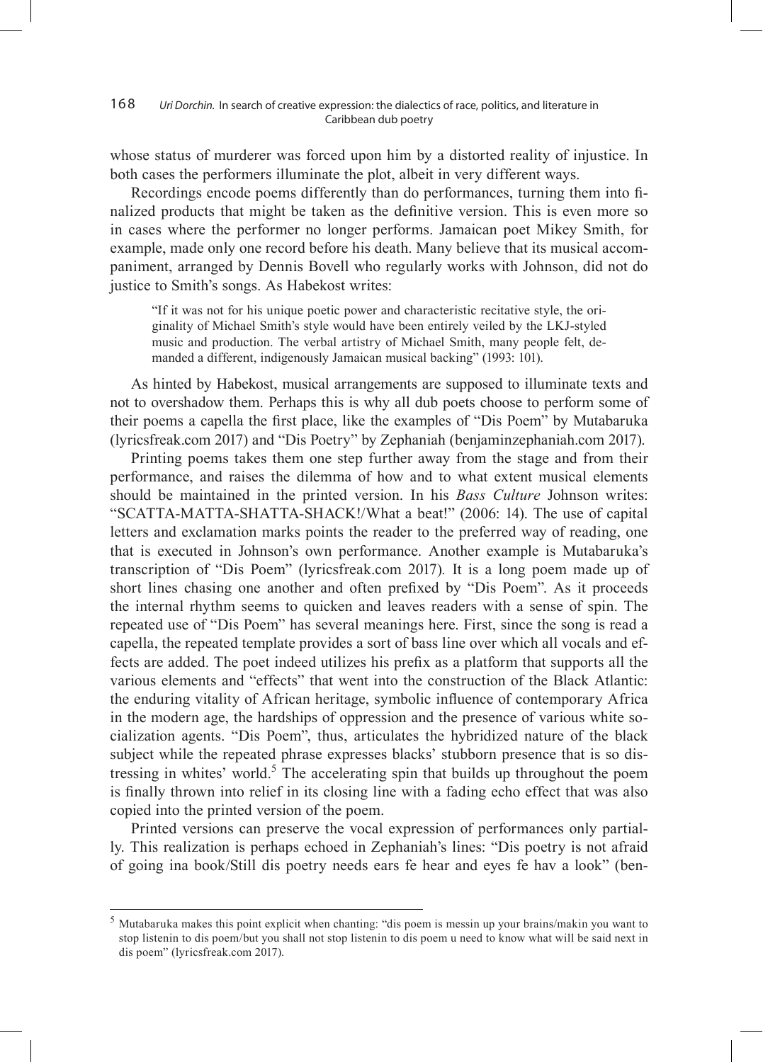whose status of murderer was forced upon him by a distorted reality of injustice. In both cases the performers illuminate the plot, albeit in very different ways.

Recordings encode poems differently than do performances, turning them into finalized products that might be taken as the definitive version. This is even more so in cases where the performer no longer performs. Jamaican poet Mikey Smith, for example, made only one record before his death. Many believe that its musical accompaniment, arranged by Dennis Bovell who regularly works with Johnson, did not do justice to Smith's songs. As Habekost writes:

> "If it was not for his unique poetic power and characteristic recitative style, the originality of Michael Smith's style would have been entirely veiled by the LKJ-styled music and production. The verbal artistry of Michael Smith, many people felt, demanded a different, indigenously Jamaican musical backing" (1993: 101).

As hinted by Habekost, musical arrangements are supposed to illuminate texts and not to overshadow them. Perhaps this is why all dub poets choose to perform some of their poems a capella the first place, like the examples of "Dis Poem" by Mutabaruka (lyricsfreak.com 2017) and "Dis Poetry" by Zephaniah (benjaminzephaniah.com 2017).

Printing poems takes them one step further away from the stage and from their performance, and raises the dilemma of how and to what extent musical elements should be maintained in the printed version. In his *Bass Culture* Johnson writes: "SCATTA-MATTA-SHATTA-SHACK!/What a beat!" (2006: 14). The use of capital letters and exclamation marks points the reader to the preferred way of reading, one that is executed in Johnson's own performance. Another example is Mutabaruka's transcription of "Dis Poem" (lyricsfreak.com 2017). It is a long poem made up of short lines chasing one another and often prefixed by "Dis Poem". As it proceeds the internal rhythm seems to quicken and leaves readers with a sense of spin. The repeated use of "Dis Poem" has several meanings here. First, since the song is read a capella, the repeated template provides a sort of bass line over which all vocals and effects are added. The poet indeed utilizes his prefix as a platform that supports all the various elements and "effects" that went into the construction of the Black Atlantic: the enduring vitality of African heritage, symbolic influence of contemporary Africa in the modern age, the hardships of oppression and the presence of various white socialization agents. "Dis Poem", thus, articulates the hybridized nature of the black subject while the repeated phrase expresses blacks' stubborn presence that is so distressing in whites' world.[5] The accelerating spin that builds up throughout the poem is finally thrown into relief in its closing line with a fading echo effect that was also copied into the printed version of the poem.

Printed versions can preserve the vocal expression of performances only partially. This realization is perhaps echoed in Zephaniah's lines: "Dis poetry is not afraid of going ina book/Still dis poetry needs ears fe hear and eyes fe hav a look" (ben-

[5] Mutabaruka makes this point explicit when chanting: "dis poem is messin up your brains/makin you want to stop listenin to dis poem/but you shall not stop listenin to dis poem u need to know what will be said next in dis poem" (lyricsfreak.com 2017).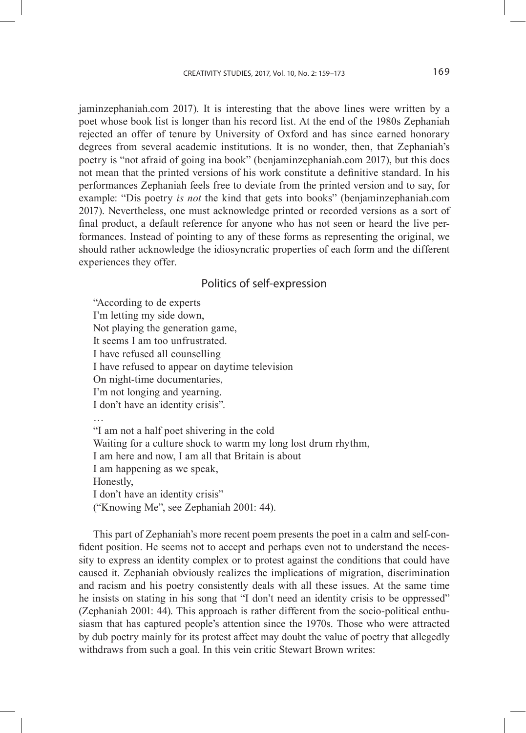jaminzephaniah.com 2017). It is interesting that the above lines were written by a poet whose book list is longer than his record list. At the end of the 1980s Zephaniah rejected an offer of tenure by University of Oxford and has since earned honorary degrees from several academic institutions. It is no wonder, then, that Zephaniah's poetry is "not afraid of going ina book" (benjaminzephaniah.com 2017), but this does not mean that the printed versions of his work constitute a definitive standard. In his performances Zephaniah feels free to deviate from the printed version and to say, for example: "Dis poetry *is not* the kind that gets into books" (benjaminzephaniah.com 2017). Nevertheless, one must acknowledge printed or recorded versions as a sort of final product, a default reference for anyone who has not seen or heard the live performances. Instead of pointing to any of these forms as representing the original, we should rather acknowledge the idiosyncratic properties of each form and the different experiences they offer.

## Politics of self-expression

"According to de experts  
I'm letting my side down,  
Not playing the generation game,  
It seems I am too unfrustrated.  
I have refused all counselling  
I have refused to appear on daytime television  
On night-time documentaries,  
I'm not longing and yearning.  
I don't have an identity crisis".  
…  
"I am not a half poet shivering in the cold  
Waiting for a culture shock to warm my long lost drum rhythm,  
I am here and now, I am all that Britain is about  
I am happening as we speak,  
Honestly,  
I don't have an identity crisis"  
("Knowing Me", see Zephaniah 2001: 44).

This part of Zephaniah's more recent poem presents the poet in a calm and self-confident position. He seems not to accept and perhaps even not to understand the necessity to express an identity complex or to protest against the conditions that could have caused it. Zephaniah obviously realizes the implications of migration, discrimination and racism and his poetry consistently deals with all these issues. At the same time he insists on stating in his song that "I don't need an identity crisis to be oppressed" (Zephaniah 2001: 44). This approach is rather different from the socio-political enthusiasm that has captured people's attention since the 1970s. Those who were attracted by dub poetry mainly for its protest affect may doubt the value of poetry that allegedly withdraws from such a goal. In this vein critic Stewart Brown writes: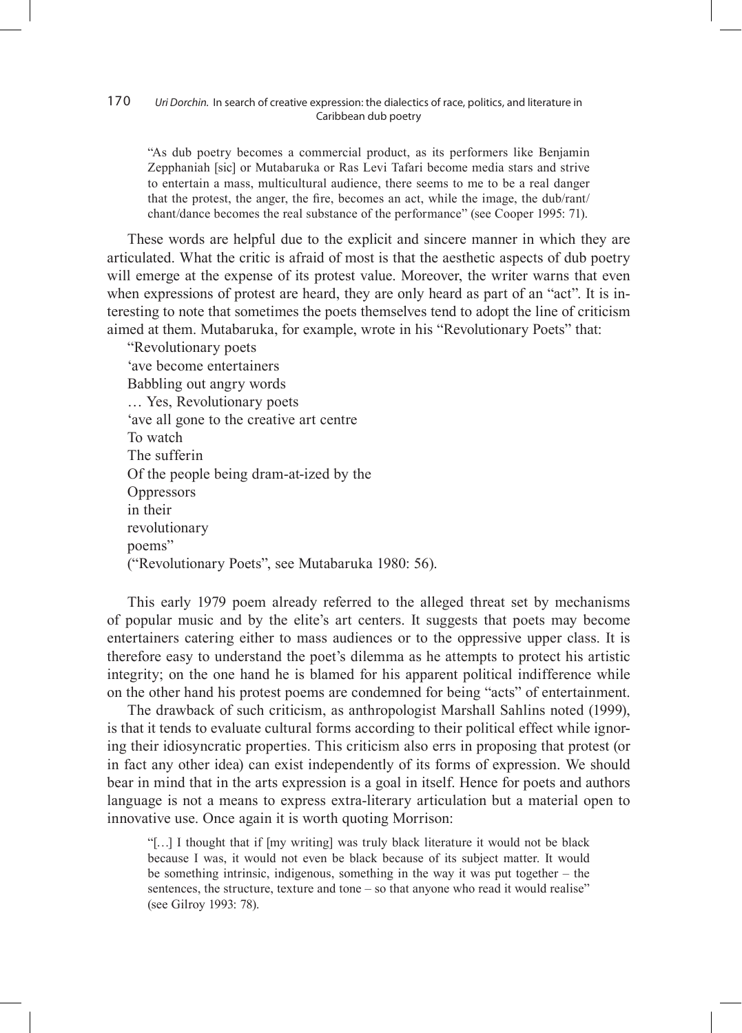> "As dub poetry becomes a commercial product, as its performers like Benjamin Zepphaniah [sic] or Mutabaruka or Ras Levi Tafari become media stars and strive to entertain a mass, multicultural audience, there seems to me to be a real danger that the protest, the anger, the fire, becomes an act, while the image, the dub/rant/chant/dance becomes the real substance of the performance" (see Cooper 1995: 71).

These words are helpful due to the explicit and sincere manner in which they are articulated. What the critic is afraid of most is that the aesthetic aspects of dub poetry will emerge at the expense of its protest value. Moreover, the writer warns that even when expressions of protest are heard, they are only heard as part of an "act". It is interesting to note that sometimes the poets themselves tend to adopt the line of criticism aimed at them. Mutabaruka, for example, wrote in his "Revolutionary Poets" that:

"Revolutionary poets  
'ave become entertainers  
Babbling out angry words  
… Yes, Revolutionary poets  
'ave all gone to the creative art centre  
To watch  
The sufferin  
Of the people being dram-at-ized by the  
Oppressors  
in their  
revolutionary  
poems"  
("Revolutionary Poets", see Mutabaruka 1980: 56).

This early 1979 poem already referred to the alleged threat set by mechanisms of popular music and by the elite's art centers. It suggests that poets may become entertainers catering either to mass audiences or to the oppressive upper class. It is therefore easy to understand the poet's dilemma as he attempts to protect his artistic integrity; on the one hand he is blamed for his apparent political indifference while on the other hand his protest poems are condemned for being "acts" of entertainment.

The drawback of such criticism, as anthropologist Marshall Sahlins noted (1999), is that it tends to evaluate cultural forms according to their political effect while ignoring their idiosyncratic properties. This criticism also errs in proposing that protest (or in fact any other idea) can exist independently of its forms of expression. We should bear in mind that in the arts expression is a goal in itself. Hence for poets and authors language is not a means to express extra-literary articulation but a material open to innovative use. Once again it is worth quoting Morrison:

> "[…] I thought that if [my writing] was truly black literature it would not be black because I was, it would not even be black because of its subject matter. It would be something intrinsic, indigenous, something in the way it was put together – the sentences, the structure, texture and tone – so that anyone who read it would realise" (see Gilroy 1993: 78).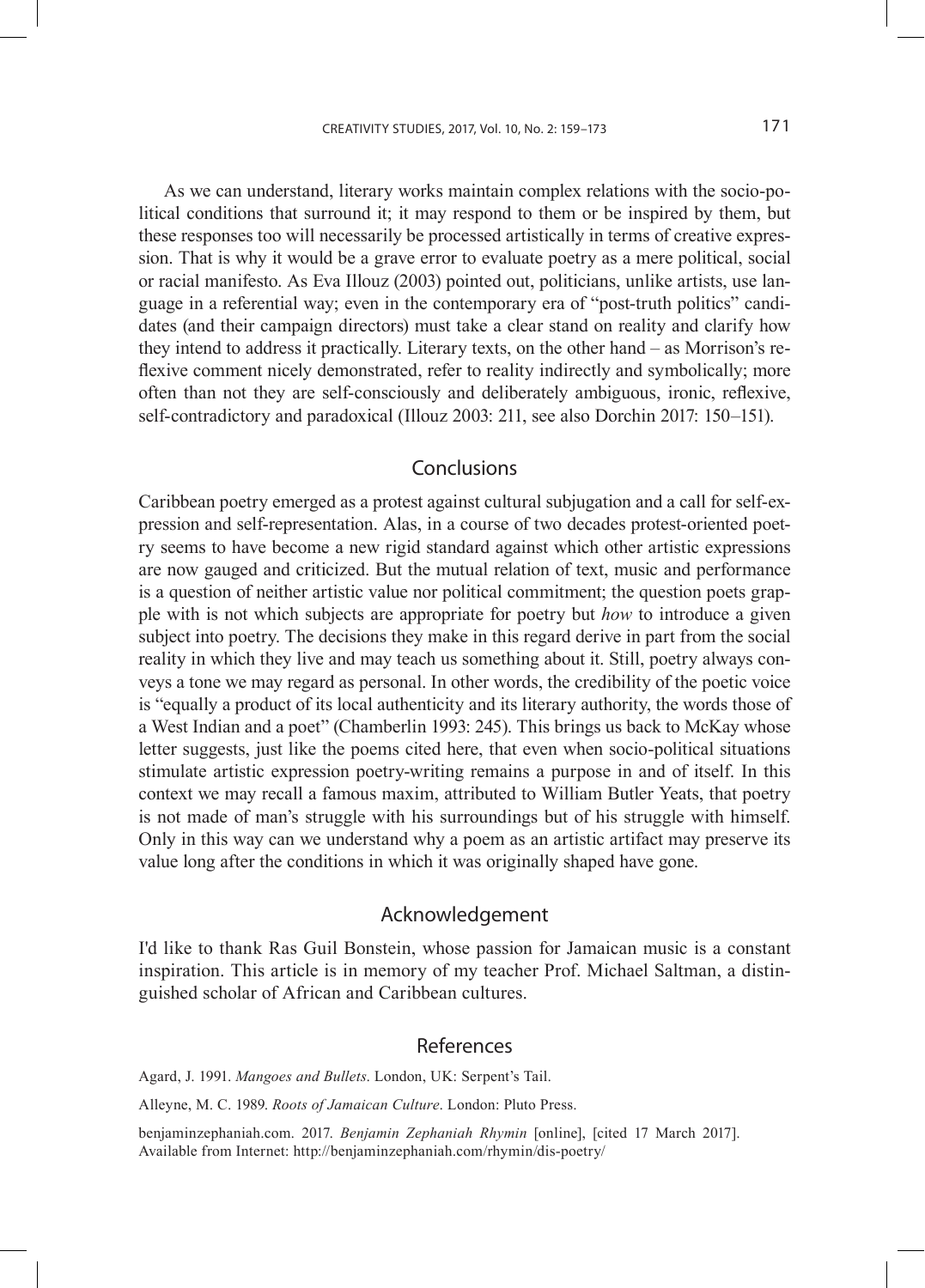As we can understand, literary works maintain complex relations with the socio-political conditions that surround it; it may respond to them or be inspired by them, but these responses too will necessarily be processed artistically in terms of creative expression. That is why it would be a grave error to evaluate poetry as a mere political, social or racial manifesto. As Eva Illouz (2003) pointed out, politicians, unlike artists, use language in a referential way; even in the contemporary era of "post-truth politics" candidates (and their campaign directors) must take a clear stand on reality and clarify how they intend to address it practically. Literary texts, on the other hand – as Morrison's reflexive comment nicely demonstrated, refer to reality indirectly and symbolically; more often than not they are self-consciously and deliberately ambiguous, ironic, reflexive, self-contradictory and paradoxical (Illouz 2003: 211, see also Dorchin 2017: 150–151).

## Conclusions

Caribbean poetry emerged as a protest against cultural subjugation and a call for self-expression and self-representation. Alas, in a course of two decades protest-oriented poetry seems to have become a new rigid standard against which other artistic expressions are now gauged and criticized. But the mutual relation of text, music and performance is a question of neither artistic value nor political commitment; the question poets grapple with is not which subjects are appropriate for poetry but *how* to introduce a given subject into poetry. The decisions they make in this regard derive in part from the social reality in which they live and may teach us something about it. Still, poetry always conveys a tone we may regard as personal. In other words, the credibility of the poetic voice is "equally a product of its local authenticity and its literary authority, the words those of a West Indian and a poet" (Chamberlin 1993: 245). This brings us back to McKay whose letter suggests, just like the poems cited here, that even when socio-political situations stimulate artistic expression poetry-writing remains a purpose in and of itself. In this context we may recall a famous maxim, attributed to William Butler Yeats, that poetry is not made of man's struggle with his surroundings but of his struggle with himself. Only in this way can we understand why a poem as an artistic artifact may preserve its value long after the conditions in which it was originally shaped have gone.

## Acknowledgement

I'd like to thank Ras Guil Bonstein, whose passion for Jamaican music is a constant inspiration. This article is in memory of my teacher Prof. Michael Saltman, a distinguished scholar of African and Caribbean cultures.

## References

Agard, J. 1991. *Mangoes and Bullets*. London, UK: Serpent's Tail.

Alleyne, M. C. 1989. *Roots of Jamaican Culture*. London: Pluto Press.

benjaminzephaniah.com. 2017. *Benjamin Zephaniah Rhymin* [online], [cited 17 March 2017]. Available from Internet: http://benjaminzephaniah.com/rhymin/dis-poetry/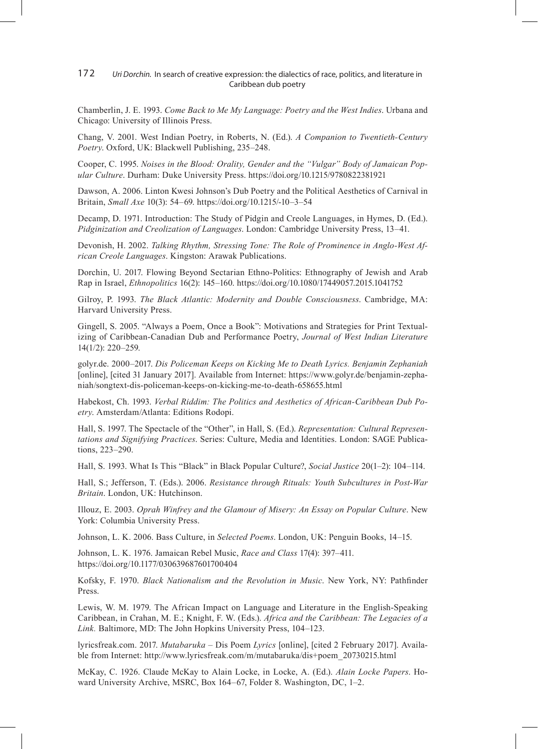Chamberlin, J. E. 1993. *Come Back to Me My Language: Poetry and the West Indies*. Urbana and Chicago: University of Illinois Press.

Chang, V. 2001. West Indian Poetry, in Roberts, N. (Ed.). *A Companion to Twentieth-Century Poetry*. Oxford, UK: Blackwell Publishing, 235–248.

Cooper, C. 1995. *Noises in the Blood: Orality, Gender and the "Vulgar" Body of Jamaican Popular Culture*. Durham: Duke University Press. https://doi.org/10.1215/9780822381921

Dawson, A. 2006. Linton Kwesi Johnson's Dub Poetry and the Political Aesthetics of Carnival in Britain, *Small Axe* 10(3): 54–69. https://doi.org/10.1215/-10–3–54

Decamp, D. 1971. Introduction: The Study of Pidgin and Creole Languages, in Hymes, D. (Ed.). *Pidginization and Creolization of Languages*. London: Cambridge University Press, 13–41.

Devonish, H. 2002. *Talking Rhythm, Stressing Tone: The Role of Prominence in Anglo-West African Creole Languages*. Kingston: Arawak Publications.

Dorchin, U. 2017. Flowing Beyond Sectarian Ethno-Politics: Ethnography of Jewish and Arab Rap in Israel, *Ethnopolitics* 16(2): 145–160. https://doi.org/10.1080/17449057.2015.1041752

Gilroy, P. 1993. *The Black Atlantic: Modernity and Double Consciousness*. Cambridge, MA: Harvard University Press.

Gingell, S. 2005. "Always a Poem, Once a Book": Motivations and Strategies for Print Textualizing of Caribbean-Canadian Dub and Performance Poetry, *Journal of West Indian Literature* 14(1/2): 220–259.

golyr.de. 2000–2017. *Dis Policeman Keeps on Kicking Me to Death Lyrics. Benjamin Zephaniah* [online], [cited 31 January 2017]. Available from Internet: https://www.golyr.de/benjamin-zephaniah/songtext-dis-policeman-keeps-on-kicking-me-to-death-658655.html

Habekost, Ch. 1993. *Verbal Riddim: The Politics and Aesthetics of African-Caribbean Dub Poetry*. Amsterdam/Atlanta: Editions Rodopi.

Hall, S. 1997. The Spectacle of the "Other", in Hall, S. (Ed.). *Representation: Cultural Representations and Signifying Practices*. Series: Culture, Media and Identities. London: SAGE Publications, 223–290.

Hall, S. 1993. What Is This "Black" in Black Popular Culture?, *Social Justice* 20(1–2): 104–114.

Hall, S.; Jefferson, T. (Eds.). 2006. *Resistance through Rituals: Youth Subcultures in Post-War Britain*. London, UK: Hutchinson.

Illouz, E. 2003. *Oprah Winfrey and the Glamour of Misery: An Essay on Popular Culture*. New York: Columbia University Press.

Johnson, L. K. 2006. Bass Culture, in *Selected Poems*. London, UK: Penguin Books, 14–15.

Johnson, L. K. 1976. Jamaican Rebel Music, *Race and Class* 17(4): 397–411. https://doi.org/10.1177/030639687601700404

Kofsky, F. 1970. *Black Nationalism and the Revolution in Music*. New York, NY: Pathfinder Press.

Lewis, W. M. 1979. The African Impact on Language and Literature in the English-Speaking Caribbean, in Crahan, M. E.; Knight, F. W. (Eds.). *Africa and the Caribbean: The Legacies of a Link.* Baltimore, MD: The John Hopkins University Press, 104–123.

lyricsfreak.com. 2017. *Mutabaruka* – Dis Poem *Lyrics* [online], [cited 2 February 2017]. Available from Internet: http://www.lyricsfreak.com/m/mutabaruka/dis+poem_20730215.html

McKay, C. 1926. Claude McKay to Alain Locke, in Locke, A. (Ed.). *Alain Locke Papers*. Howard University Archive, MSRC, Box 164–67, Folder 8. Washington, DC, 1–2.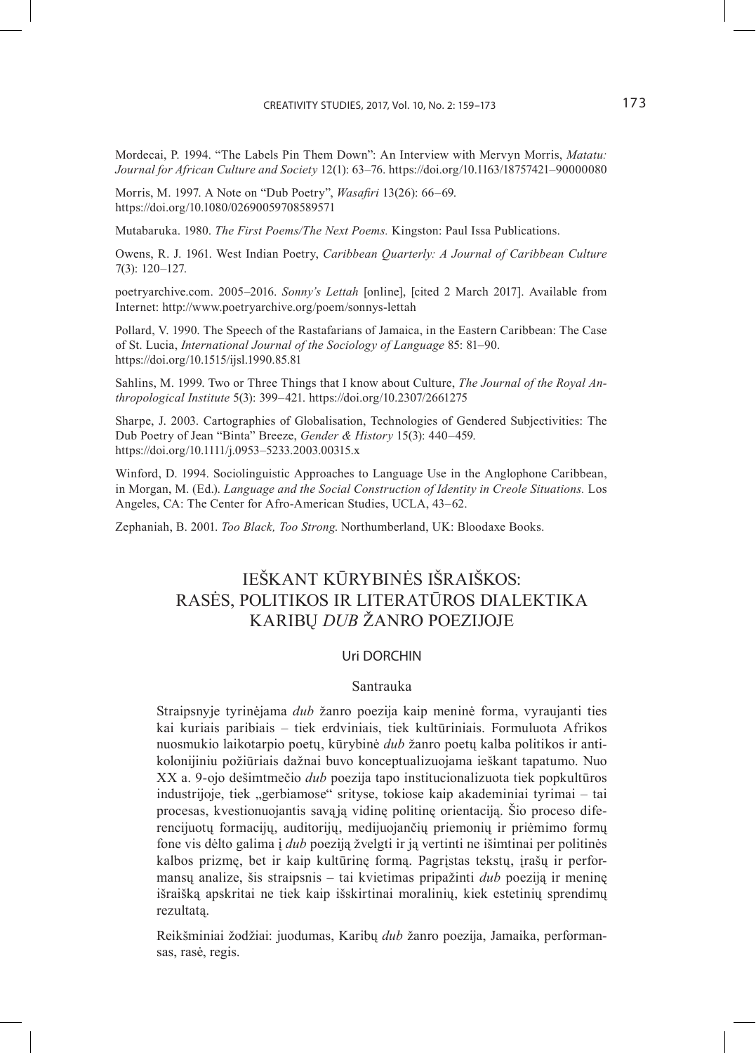Mordecai, P. 1994. "The Labels Pin Them Down": An Interview with Mervyn Morris, *Matatu: Journal for African Culture and Society* 12(1): 63–76. https://doi.org/10.1163/18757421–90000080

Morris, M. 1997. A Note on "Dub Poetry", *Wasafiri* 13(26): 66–69. https://doi.org/10.1080/02690059708589571

Mutabaruka. 1980. *The First Poems/The Next Poems.* Kingston: Paul Issa Publications.

Owens, R. J. 1961. West Indian Poetry, *Caribbean Quarterly: A Journal of Caribbean Culture* 7(3): 120–127.

poetryarchive.com. 2005–2016. *Sonny's Lettah* [online], [cited 2 March 2017]. Available from Internet: http://www.poetryarchive.org/poem/sonnys-lettah

Pollard, V. 1990. The Speech of the Rastafarians of Jamaica, in the Eastern Caribbean: The Case of St. Lucia, *International Journal of the Sociology of Language* 85: 81–90. https://doi.org/10.1515/ijsl.1990.85.81

Sahlins, M. 1999. Two or Three Things that I know about Culture, *The Journal of the Royal Anthropological Institute* 5(3): 399–421. https://doi.org/10.2307/2661275

Sharpe, J. 2003. Cartographies of Globalisation, Technologies of Gendered Subjectivities: The Dub Poetry of Jean "Binta" Breeze, *Gender & History* 15(3): 440–459. https://doi.org/10.1111/j.0953–5233.2003.00315.x

Winford, D. 1994. Sociolinguistic Approaches to Language Use in the Anglophone Caribbean, in Morgan, M. (Ed.). *Language and the Social Construction of Identity in Creole Situations.* Los Angeles, CA: The Center for Afro-American Studies, UCLA, 43–62.

Zephaniah, B. 2001. *Too Black, Too Strong.* Northumberland, UK: Bloodaxe Books.

# IEŠKANT KŪRYBINĖS IŠRAIŠKOS: RASĖS, POLITIKOS IR LITERATŪROS DIALEKTIKA KARIBŲ *DUB* ŽANRO POEZIJOJE

Uri DORCHIN

## Santrauka

Straipsnyje tyrinėjama *dub* žanro poezija kaip meninė forma, vyraujanti ties kai kuriais paribiais – tiek erdviniais, tiek kultūriniais. Formuluota Afrikos nuosmukio laikotarpio poetų, kūrybinė *dub* žanro poetų kalba politikos ir antikolonijiniu požiūriais dažnai buvo konceptualizuojama ieškant tapatumo. Nuo XX a. 9-ojo dešimtmečio *dub* poezija tapo institucionalizuota tiek popkultūros industrijoje, tiek „gerbiamose" srityse, tokiose kaip akademiniai tyrimai – tai procesas, kvestionuojantis savąją vidinę politinę orientaciją. Šio proceso diferencijuotų formacijų, auditorijų, medijuojančių priemonių ir priėmimo formų fone vis dėlto galima į *dub* poeziją žvelgti ir ją vertinti ne išimtinai per politinės kalbos prizmę, bet ir kaip kultūrinę formą. Pagrįstas tekstų, įrašų ir performansų analize, šis straipsnis – tai kvietimas pripažinti *dub* poeziją ir meninę išraišką apskritai ne tiek kaip išskirtinai moralinių, kiek estetinių sprendimų rezultatą.

Reikšminiai žodžiai: juodumas, Karibų *dub* žanro poezija, Jamaika, performansas, rasė, regis.